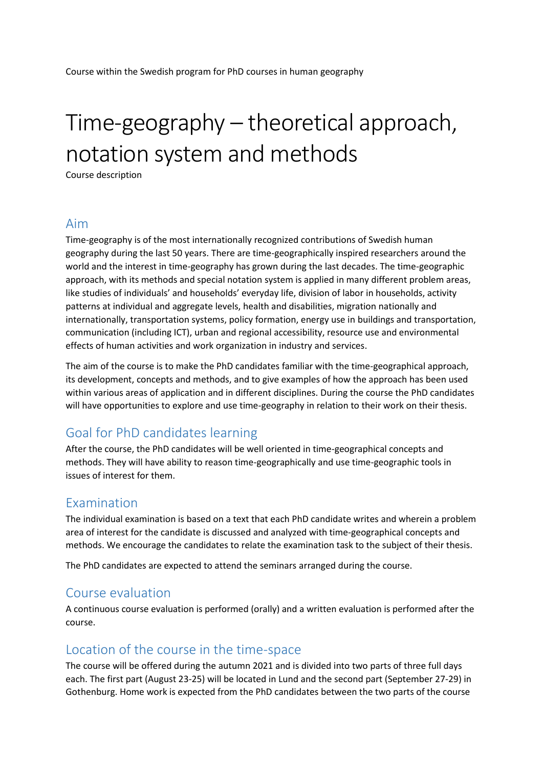Course within the Swedish program for PhD courses in human geography

# Time-geography – theoretical approach, notation system and methods

Course description

## Aim

Time-geography is of the most internationally recognized contributions of Swedish human geography during the last 50 years. There are time-geographically inspired researchers around the world and the interest in time-geography has grown during the last decades. The time-geographic approach, with its methods and special notation system is applied in many different problem areas, like studies of individuals' and households' everyday life, division of labor in households, activity patterns at individual and aggregate levels, health and disabilities, migration nationally and internationally, transportation systems, policy formation, energy use in buildings and transportation, communication (including ICT), urban and regional accessibility, resource use and environmental effects of human activities and work organization in industry and services.

The aim of the course is to make the PhD candidates familiar with the time-geographical approach, its development, concepts and methods, and to give examples of how the approach has been used within various areas of application and in different disciplines. During the course the PhD candidates will have opportunities to explore and use time-geography in relation to their work on their thesis.

## Goal for PhD candidates learning

After the course, the PhD candidates will be well oriented in time-geographical concepts and methods. They will have ability to reason time-geographically and use time-geographic tools in issues of interest for them.

## Examination

The individual examination is based on a text that each PhD candidate writes and wherein a problem area of interest for the candidate is discussed and analyzed with time-geographical concepts and methods. We encourage the candidates to relate the examination task to the subject of their thesis.

The PhD candidates are expected to attend the seminars arranged during the course.

## Course evaluation

A continuous course evaluation is performed (orally) and a written evaluation is performed after the course.

## Location of the course in the time-space

The course will be offered during the autumn 2021 and is divided into two parts of three full days each. The first part (August 23-25) will be located in Lund and the second part (September 27-29) in Gothenburg. Home work is expected from the PhD candidates between the two parts of the course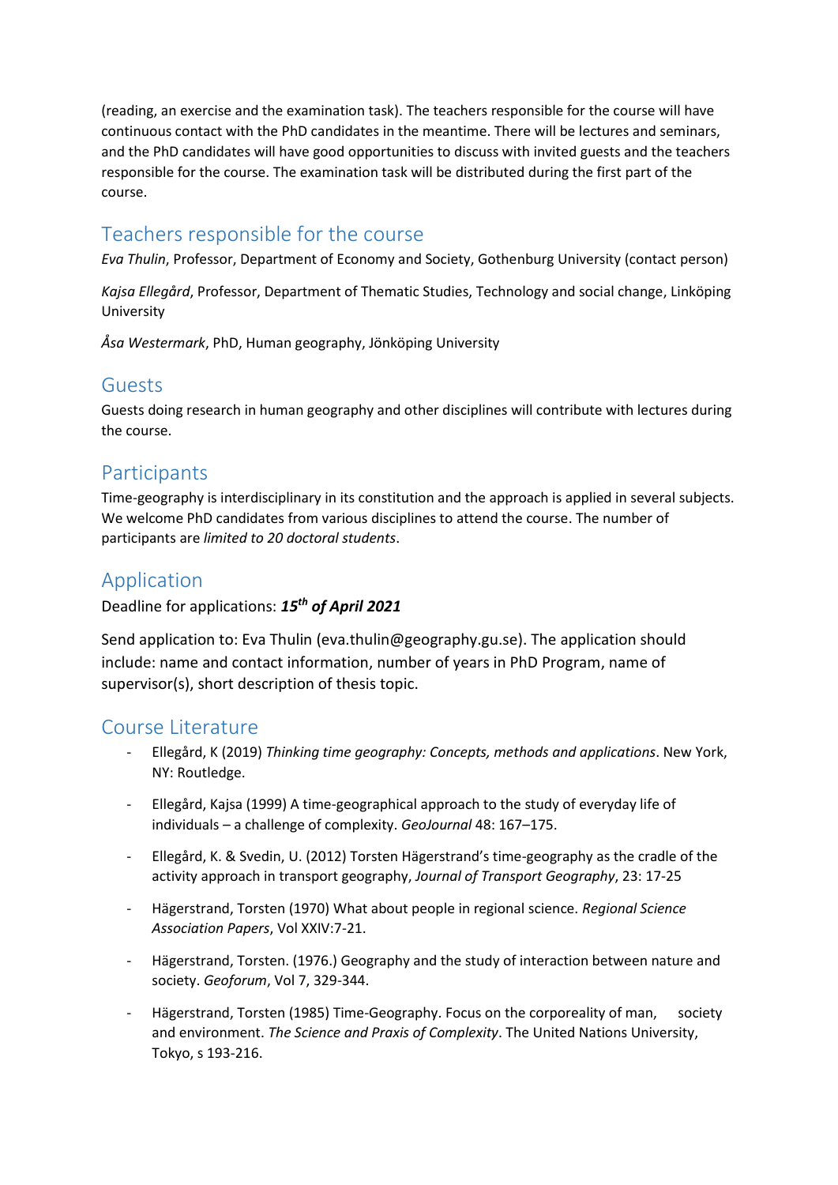(reading, an exercise and the examination task). The teachers responsible for the course will have continuous contact with the PhD candidates in the meantime. There will be lectures and seminars, and the PhD candidates will have good opportunities to discuss with invited guests and the teachers responsible for the course. The examination task will be distributed during the first part of the course.

## Teachers responsible for the course

*Eva Thulin*, Professor, Department of Economy and Society, Gothenburg University (contact person)

*Kajsa Ellegård*, Professor, Department of Thematic Studies, Technology and social change, Linköping University

*Åsa Westermark*, PhD, Human geography, Jönköping University

## Guests

Guests doing research in human geography and other disciplines will contribute with lectures during the course.

## Participants

Time-geography is interdisciplinary in its constitution and the approach is applied in several subjects. We welcome PhD candidates from various disciplines to attend the course. The number of participants are *limited to 20 doctoral students*.

## Application

Deadline for applications: ***15th of April 2021***

Send application to: Eva Thulin (eva.thulin@geography.gu.se). The application should include: name and contact information, number of years in PhD Program, name of supervisor(s), short description of thesis topic.

## Course Literature

- Ellegård, K (2019) *Thinking time geography: Concepts, methods and applications*. New York, NY: Routledge.
- Ellegård, Kajsa (1999) A time-geographical approach to the study of everyday life of individuals – a challenge of complexity. *GeoJournal* 48: 167–175.
- Ellegård, K. & Svedin, U. (2012) Torsten Hägerstrand's time-geography as the cradle of the activity approach in transport geography, *Journal of Transport Geography*, 23: 17-25
- Hägerstrand, Torsten (1970) What about people in regional science. *Regional Science Association Papers*, Vol XXIV:7-21.
- Hägerstrand, Torsten. (1976.) Geography and the study of interaction between nature and society. *Geoforum*, Vol 7, 329-344.
- Hägerstrand, Torsten (1985) Time-Geography. Focus on the corporeality of man, society and environment. *The Science and Praxis of Complexity*. The United Nations University, Tokyo, s 193-216.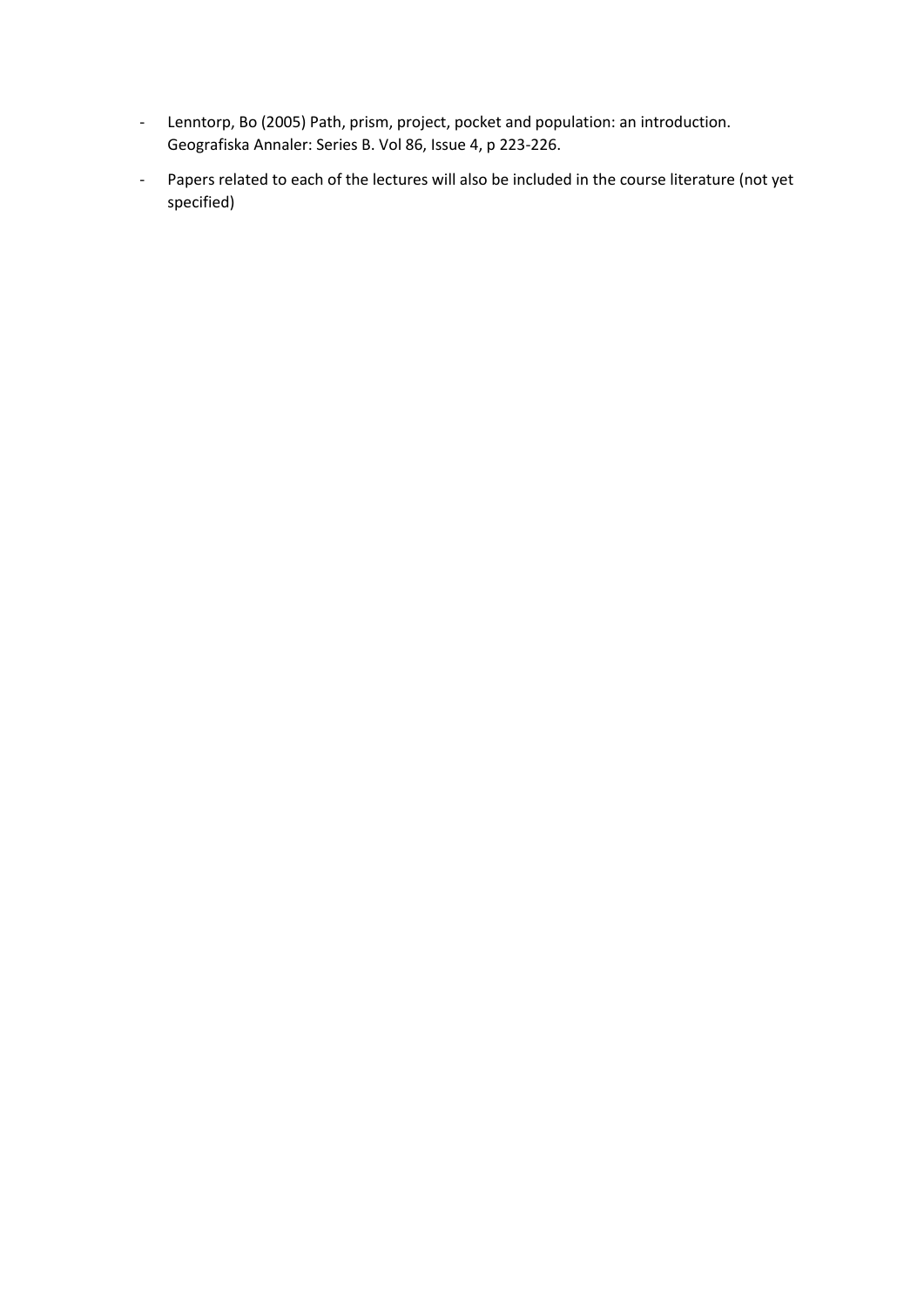- Lenntorp, Bo (2005) Path, prism, project, pocket and population: an introduction. Geografiska Annaler: Series B. Vol 86, Issue 4, p 223-226.
- Papers related to each of the lectures will also be included in the course literature (not yet specified)